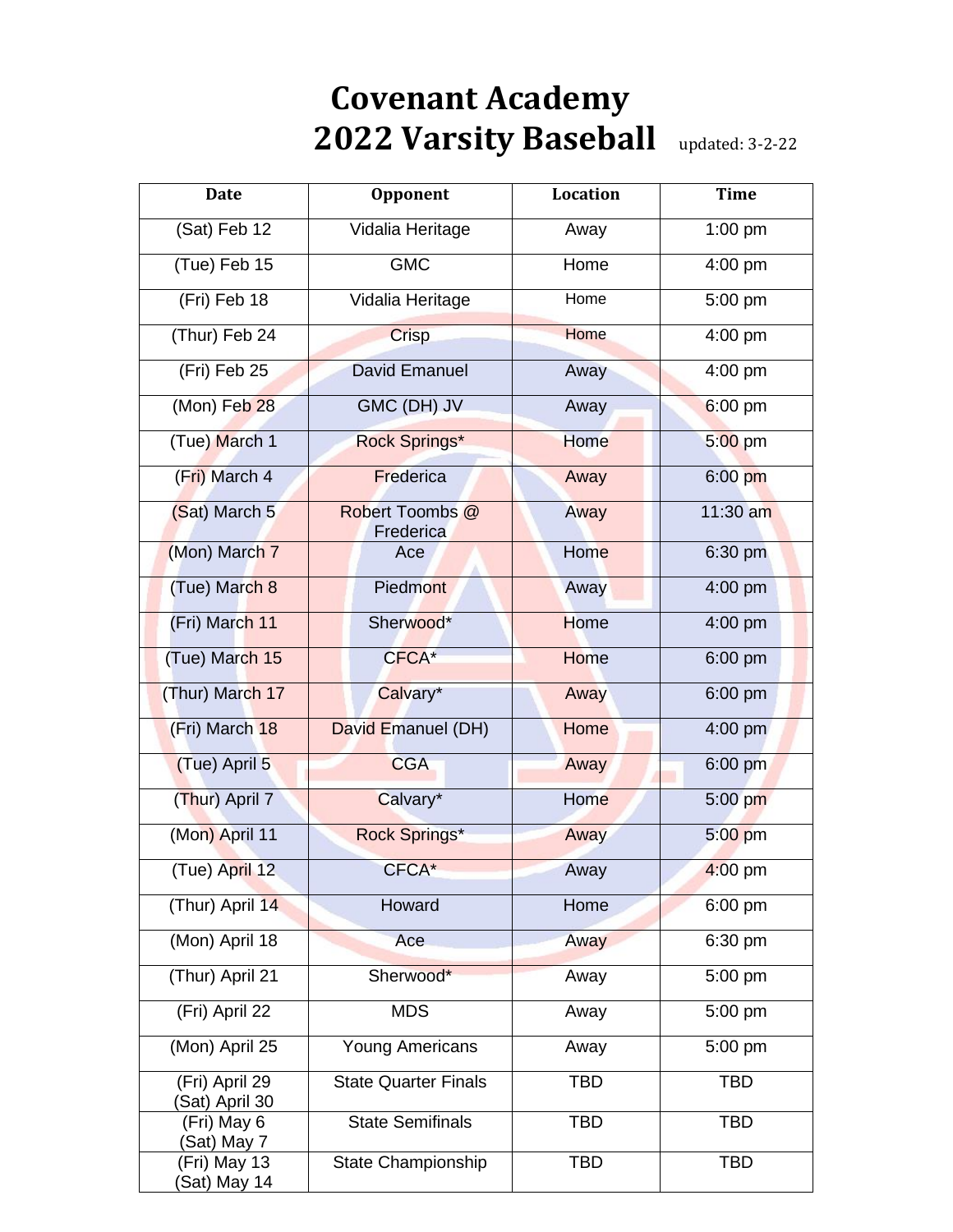# Covenant Academy
# 2022 Varsity Baseball

updated: 3-2-22

| Date | Opponent | Location | Time |
|---|---|---|---|
| (Sat) Feb 12 | Vidalia Heritage | Away | 1:00 pm |
| (Tue) Feb 15 | GMC | Home | 4:00 pm |
| (Fri) Feb 18 | Vidalia Heritage | Home | 5:00 pm |
| (Thur) Feb 24 | Crisp | Home | 4:00 pm |
| (Fri) Feb 25 | David Emanuel | Away | 4:00 pm |
| (Mon) Feb 28 | GMC (DH) JV | Away | 6:00 pm |
| (Tue) March 1 | Rock Springs* | Home | 5:00 pm |
| (Fri) March 4 | Frederica | Away | 6:00 pm |
| (Sat) March 5 | Robert Toombs @ Frederica | Away | 11:30 am |
| (Mon) March 7 | Ace | Home | 6:30 pm |
| (Tue) March 8 | Piedmont | Away | 4:00 pm |
| (Fri) March 11 | Sherwood* | Home | 4:00 pm |
| (Tue) March 15 | CFCA* | Home | 6:00 pm |
| (Thur) March 17 | Calvary* | Away | 6:00 pm |
| (Fri) March 18 | David Emanuel (DH) | Home | 4:00 pm |
| (Tue) April 5 | CGA | Away | 6:00 pm |
| (Thur) April 7 | Calvary* | Home | 5:00 pm |
| (Mon) April 11 | Rock Springs* | Away | 5:00 pm |
| (Tue) April 12 | CFCA* | Away | 4:00 pm |
| (Thur) April 14 | Howard | Home | 6:00 pm |
| (Mon) April 18 | Ace | Away | 6:30 pm |
| (Thur) April 21 | Sherwood* | Away | 5:00 pm |
| (Fri) April 22 | MDS | Away | 5:00 pm |
| (Mon) April 25 | Young Americans | Away | 5:00 pm |
| (Fri) April 29 (Sat) April 30 | State Quarter Finals | TBD | TBD |
| (Fri) May 6 (Sat) May 7 | State Semifinals | TBD | TBD |
| (Fri) May 13 (Sat) May 14 | State Championship | TBD | TBD |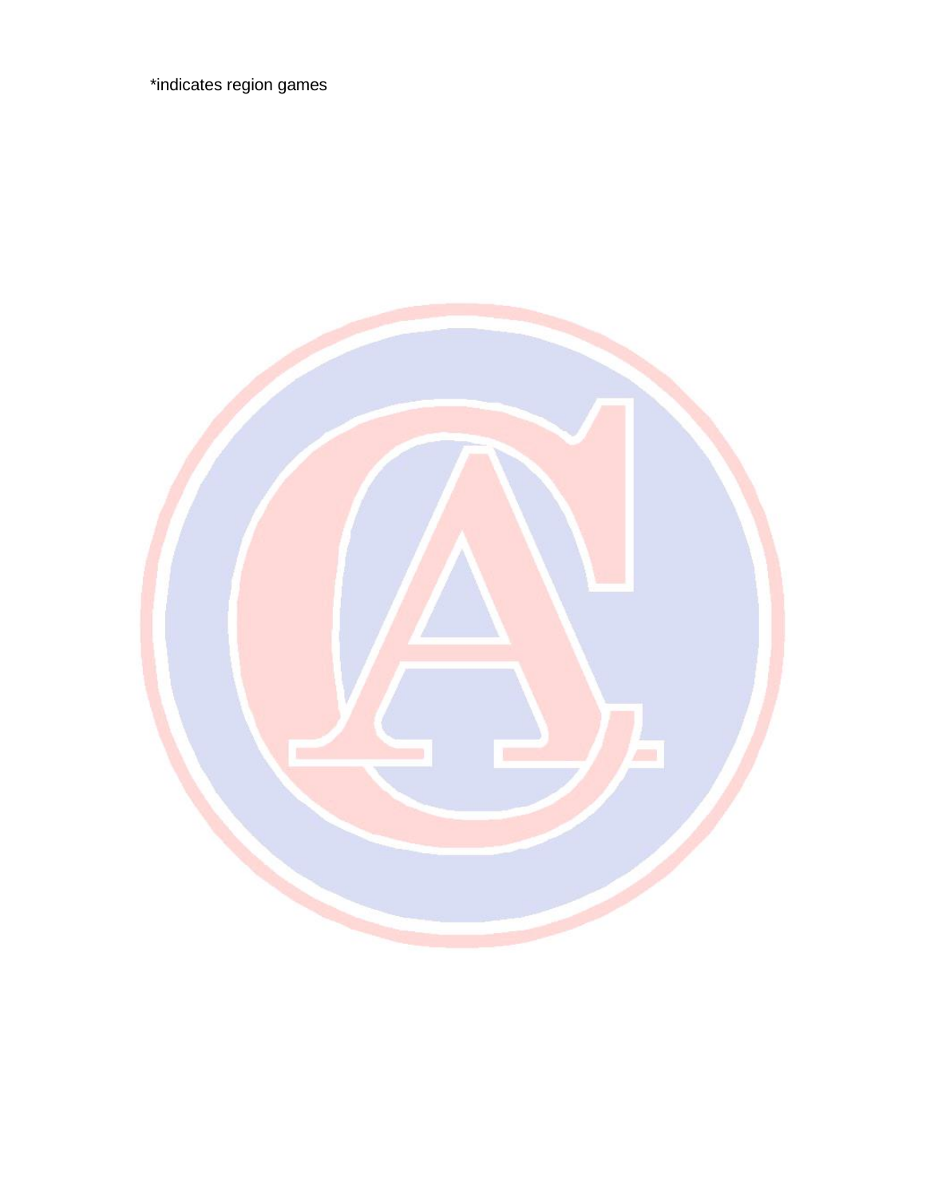*indicates region games